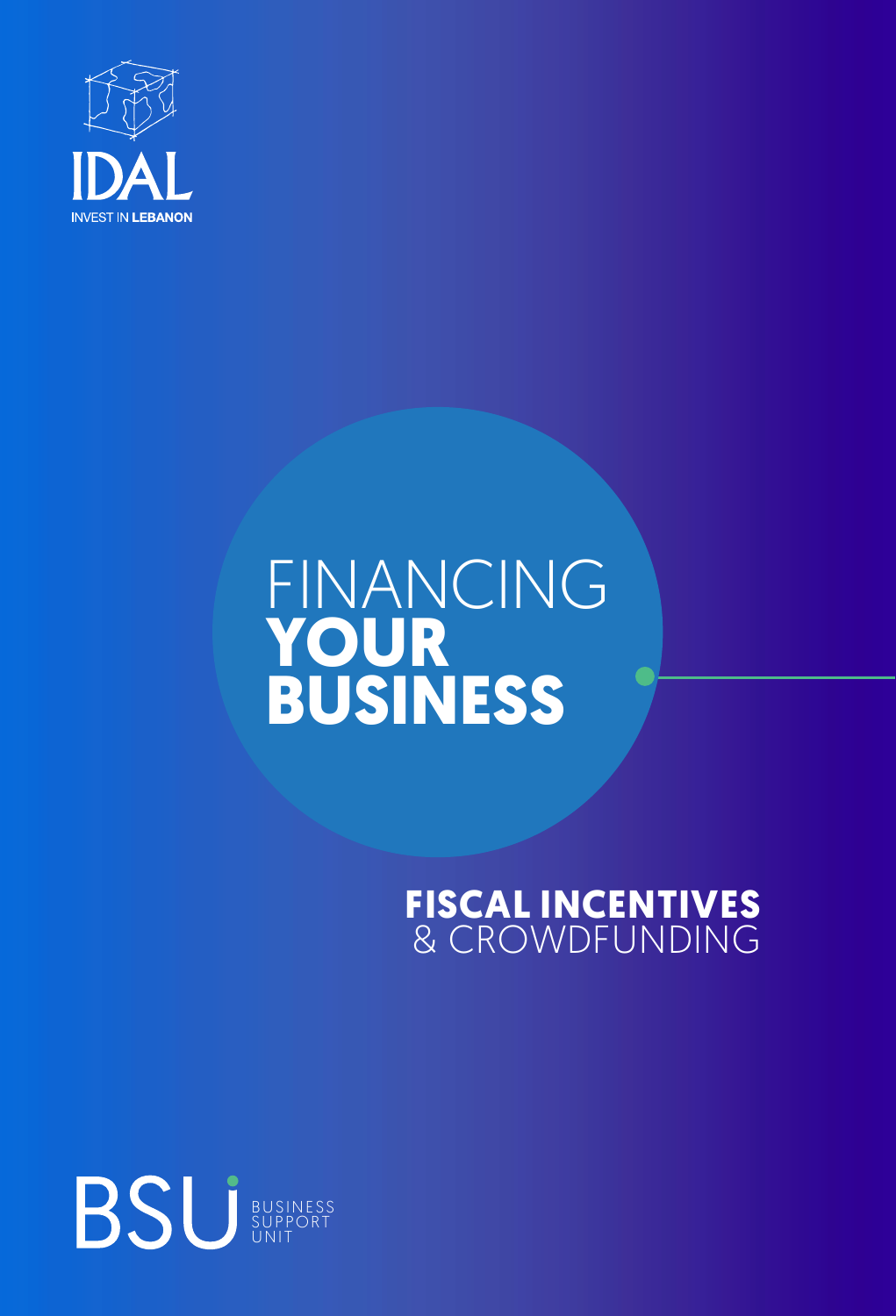IDAL

INVEST IN LEBANON

# FINANCING **YOUR BUSINESS**

## **FISCAL INCENTIVES** & CROWDFUNDING

BSU BUSINESS SUPPORT UNIT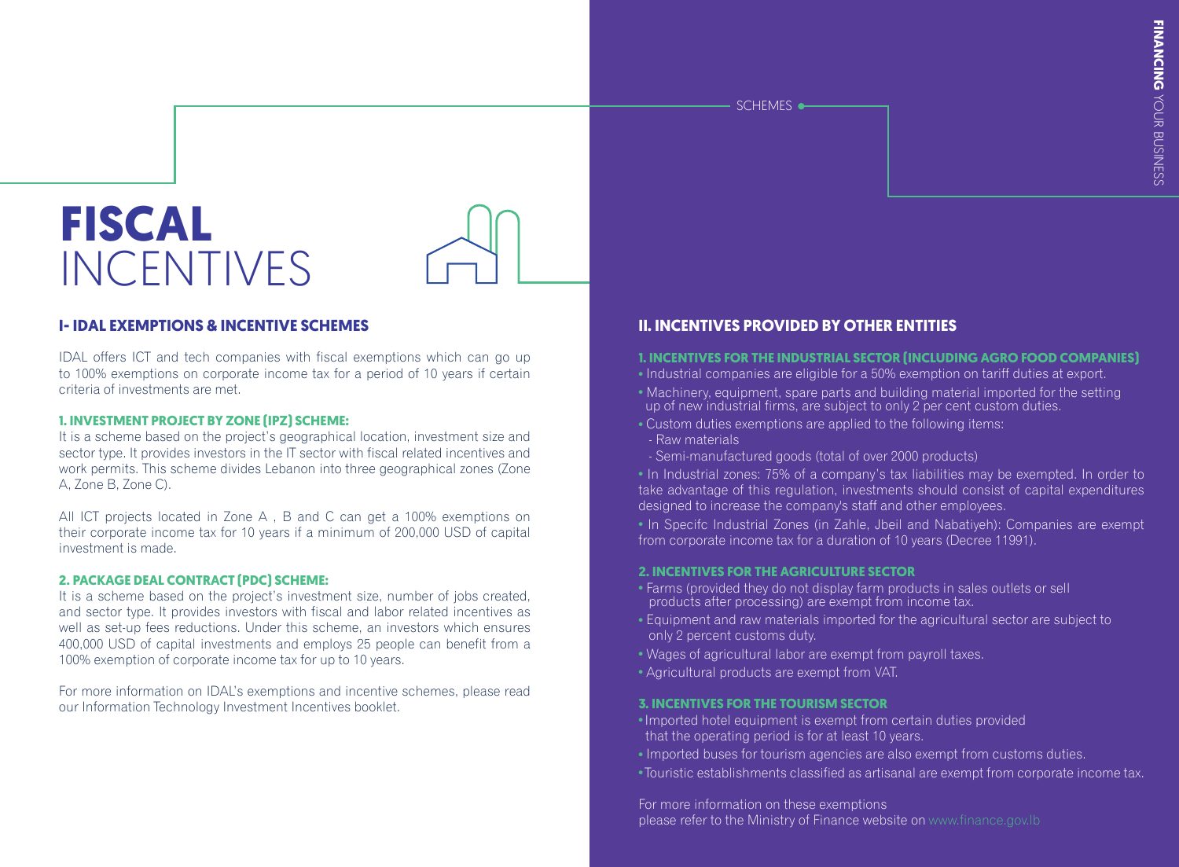# FISCAL INCENTIVES

## I- IDAL EXEMPTIONS & INCENTIVE SCHEMES

IDAL offers ICT and tech companies with fiscal exemptions which can go up to 100% exemptions on corporate income tax for a period of 10 years if certain criteria of investments are met.

### 1. INVESTMENT PROJECT BY ZONE (IPZ) SCHEME:

It is a scheme based on the project's geographical location, investment size and sector type. It provides investors in the IT sector with fiscal related incentives and work permits. This scheme divides Lebanon into three geographical zones (Zone A, Zone B, Zone C).

All ICT projects located in Zone A , B and C can get a 100% exemptions on their corporate income tax for 10 years if a minimum of 200,000 USD of capital investment is made.

### 2. PACKAGE DEAL CONTRACT (PDC) SCHEME:

It is a scheme based on the project's investment size, number of jobs created, and sector type. It provides investors with fiscal and labor related incentives as well as set-up fees reductions. Under this scheme, an investors which ensures 400,000 USD of capital investments and employs 25 people can benefit from a 100% exemption of corporate income tax for up to 10 years.

For more information on IDAL's exemptions and incentive schemes, please read our Information Technology Investment Incentives booklet.

## II. INCENTIVES PROVIDED BY OTHER ENTITIES

### 1. INCENTIVES FOR THE INDUSTRIAL SECTOR (INCLUDING AGRO FOOD COMPANIES)

- Industrial companies are eligible for a 50% exemption on tariff duties at export.
- Machinery, equipment, spare parts and building material imported for the setting up of new industrial firms, are subject to only 2 per cent custom duties.
- Custom duties exemptions are applied to the following items:
  - Raw materials
  - Semi-manufactured goods (total of over 2000 products)
- In Industrial zones: 75% of a company's tax liabilities may be exempted. In order to take advantage of this regulation, investments should consist of capital expenditures designed to increase the company's staff and other employees.
- In Specifc Industrial Zones (in Zahle, Jbeil and Nabatiyeh): Companies are exempt from corporate income tax for a duration of 10 years (Decree 11991).

### 2. INCENTIVES FOR THE AGRICULTURE SECTOR

- Farms (provided they do not display farm products in sales outlets or sell products after processing) are exempt from income tax.
- Equipment and raw materials imported for the agricultural sector are subject to only 2 percent customs duty.
- Wages of agricultural labor are exempt from payroll taxes.
- Agricultural products are exempt from VAT.

### 3. INCENTIVES FOR THE TOURISM SECTOR

- Imported hotel equipment is exempt from certain duties provided that the operating period is for at least 10 years.
- Imported buses for tourism agencies are also exempt from customs duties.
- Touristic establishments classified as artisanal are exempt from corporate income tax.

For more information on these exemptions please refer to the Ministry of Finance website on www.finance.gov.lb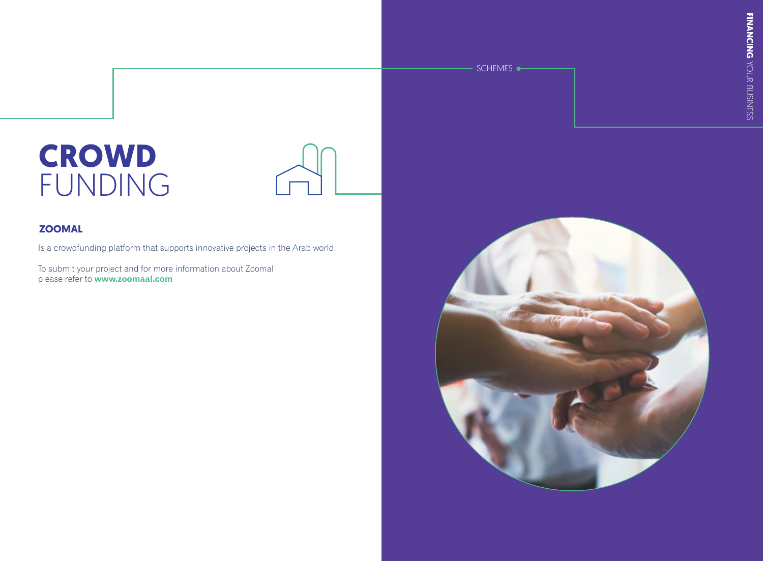# CROWD FUNDING

### ZOOMAL

Is a crowdfunding platform that supports innovative projects in the Arab world.

To submit your project and for more information about Zoomal please refer to **www.zoomaal.com**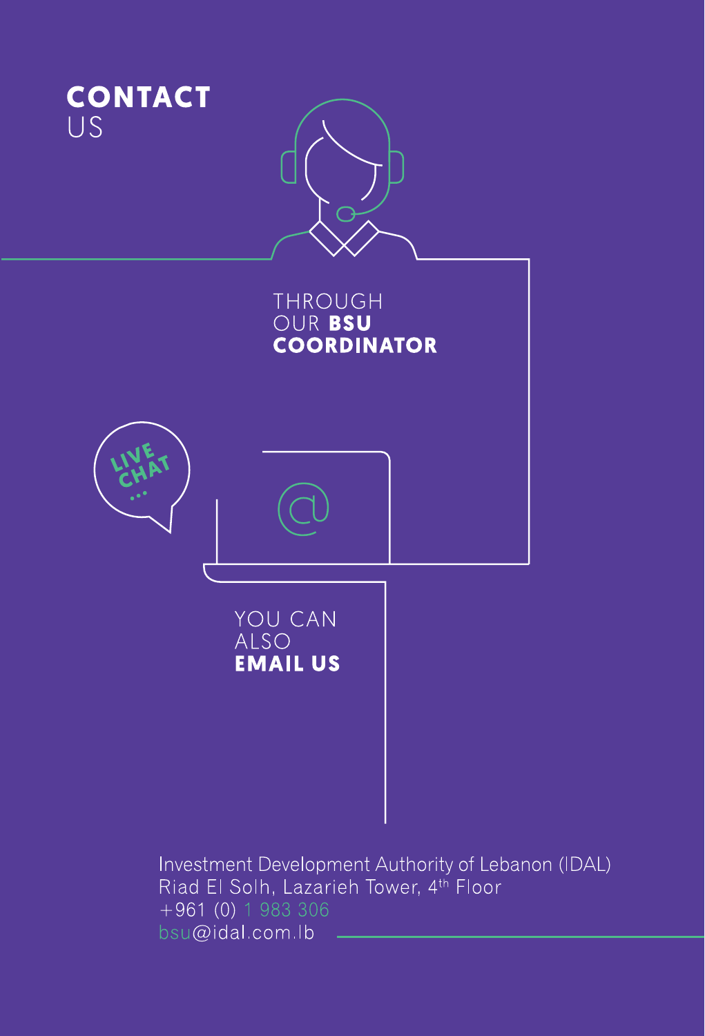# CONTACT US

THROUGH OUR **BSU COORDINATOR**

LIVE CHAT ...

YOU CAN ALSO **EMAIL US**

Investment Development Authority of Lebanon (IDAL)
Riad El Solh, Lazarieh Tower, 4th Floor
+961 (0) 1 983 306
bsu@idal.com.lb